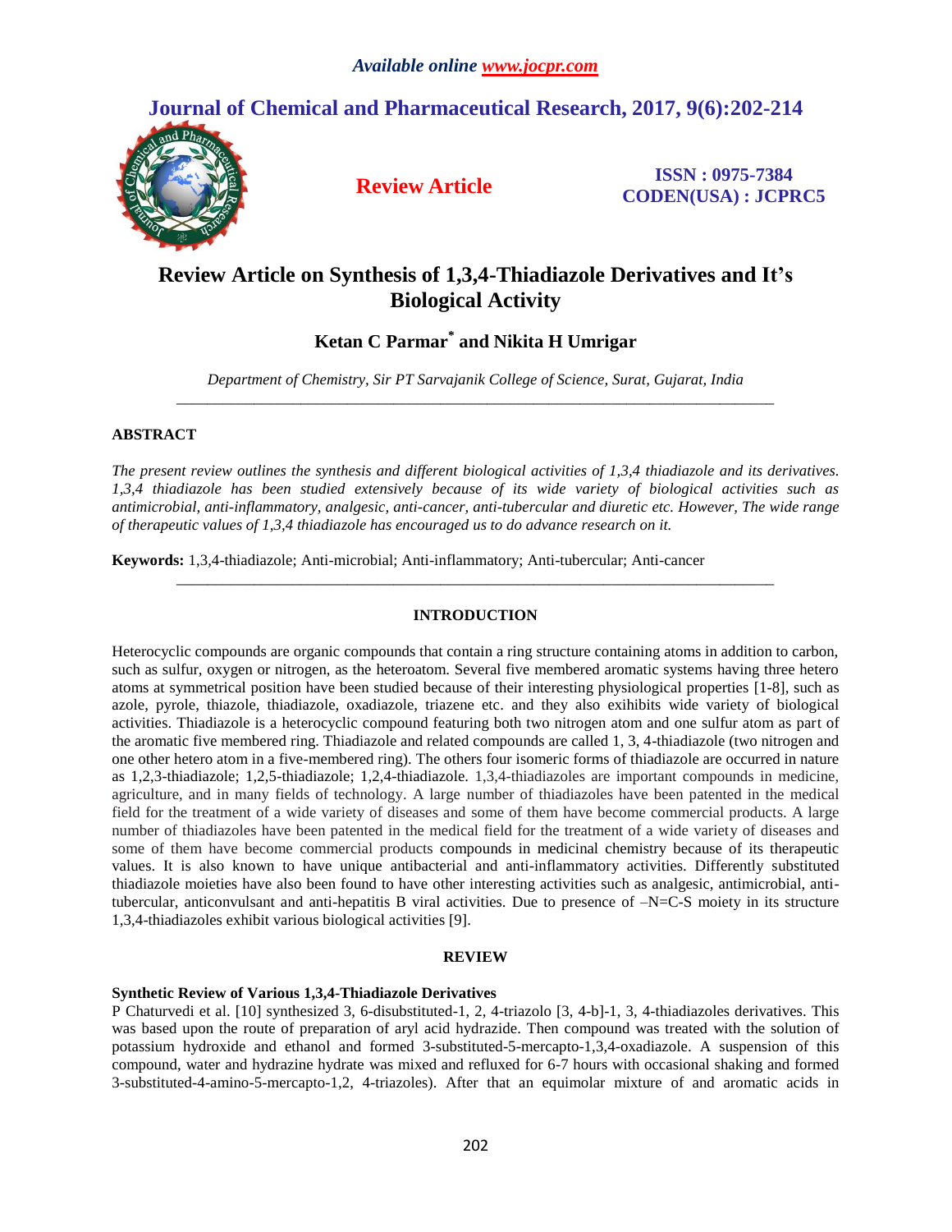# Review Article on Synthesis of 1,3,4-Thiadiazole Derivatives and It's Biological Activity

**Ketan C Parmar*** **and Nikita H Umrigar**

*Department of Chemistry, Sir PT Sarvajanik College of Science, Surat, Gujarat, India*

---

## ABSTRACT

*The present review outlines the synthesis and different biological activities of 1,3,4 thiadiazole and its derivatives. 1,3,4 thiadiazole has been studied extensively because of its wide variety of biological activities such as antimicrobial, anti-inflammatory, analgesic, anti-cancer, anti-tubercular and diuretic etc. However, The wide range of therapeutic values of 1,3,4 thiadiazole has encouraged us to do advance research on it.*

**Keywords:** 1,3,4-thiadiazole; Anti-microbial; Anti-inflammatory; Anti-tubercular; Anti-cancer

---

## INTRODUCTION

Heterocyclic compounds are organic compounds that contain a ring structure containing atoms in addition to carbon, such as sulfur, oxygen or nitrogen, as the heteroatom. Several five membered aromatic systems having three hetero atoms at symmetrical position have been studied because of their interesting physiological properties [1-8], such as azole, pyrole, thiazole, thiadiazole, oxadiazole, triazene etc. and they also exihibits wide variety of biological activities. Thiadiazole is a heterocyclic compound featuring both two nitrogen atom and one sulfur atom as part of the aromatic five membered ring. Thiadiazole and related compounds are called 1, 3, 4-thiadiazole (two nitrogen and one other hetero atom in a five-membered ring). The others four isomeric forms of thiadiazole are occurred in nature as 1,2,3-thiadiazole; 1,2,5-thiadiazole; 1,2,4-thiadiazole. 1,3,4-thiadiazoles are important compounds in medicine, agriculture, and in many fields of technology. A large number of thiadiazoles have been patented in the medical field for the treatment of a wide variety of diseases and some of them have become commercial products. A large number of thiadiazoles have been patented in the medical field for the treatment of a wide variety of diseases and some of them have become commercial products compounds in medicinal chemistry because of its therapeutic values. It is also known to have unique antibacterial and anti-inflammatory activities. Differently substituted thiadiazole moieties have also been found to have other interesting activities such as analgesic, antimicrobial, anti-tubercular, anticonvulsant and anti-hepatitis B viral activities. Due to presence of –N=C-S moiety in its structure 1,3,4-thiadiazoles exhibit various biological activities [9].

## REVIEW

### Synthetic Review of Various 1,3,4-Thiadiazole Derivatives

P Chaturvedi et al. [10] synthesized 3, 6-disubstituted-1, 2, 4-triazolo [3, 4-b]-1, 3, 4-thiadiazoles derivatives. This was based upon the route of preparation of aryl acid hydrazide. Then compound was treated with the solution of potassium hydroxide and ethanol and formed 3-substituted-5-mercapto-1,3,4-oxadiazole. A suspension of this compound, water and hydrazine hydrate was mixed and refluxed for 6-7 hours with occasional shaking and formed 3-substituted-4-amino-5-mercapto-1,2, 4-triazoles). After that an equimolar mixture of and aromatic acids in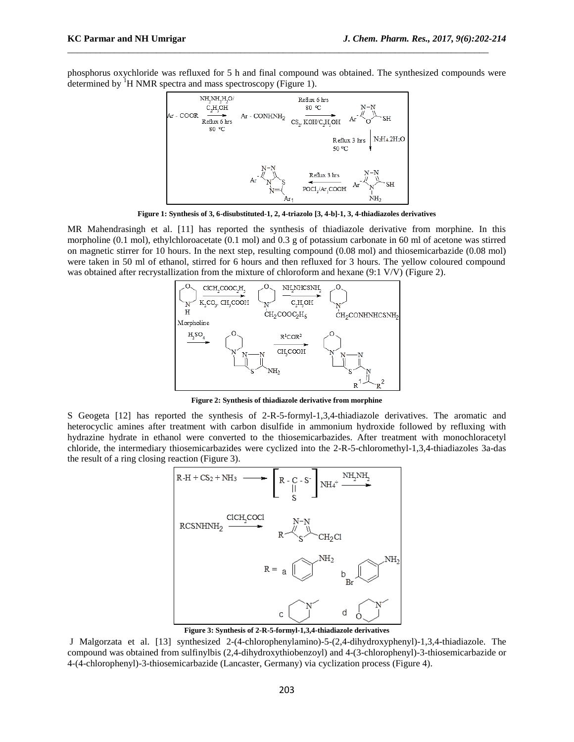phosphorus oxychloride was refluxed for 5 h and final compound was obtained. The synthesized compounds were determined by $^{1}H$ NMR spectra and mass spectroscopy (Figure 1).

**Figure 1: Synthesis of 3, 6-disubstituted-1, 2, 4-triazolo [3, 4-b]-1, 3, 4-thiadiazoles derivatives**

MR Mahendrasingh et al. [11] has reported the synthesis of thiadiazole derivative from morphine. In this morpholine (0.1 mol), ethylchloroacetate (0.1 mol) and 0.3 g of potassium carbonate in 60 ml of acetone was stirred on magnetic stirrer for 10 hours. In the next step, resulting compound (0.08 mol) and thiosemicarbazide (0.08 mol) were taken in 50 ml of ethanol, stirred for 6 hours and then refluxed for 3 hours. The yellow coloured compound was obtained after recrystallization from the mixture of chloroform and hexane (9:1 V/V) (Figure 2).

**Figure 2: Synthesis of thiadiazole derivative from morphine**

S Geogeta [12] has reported the synthesis of 2-R-5-formyl-1,3,4-thiadiazole derivatives. The aromatic and heterocyclic amines after treatment with carbon disulfide in ammonium hydroxide followed by refluxing with hydrazine hydrate in ethanol were converted to the thiosemicarbazides. After treatment with monochloracetyl chloride, the intermediary thiosemicarbazides were cyclized into the 2-R-5-chloromethyl-1,3,4-thiadiazoles 3a-das the result of a ring closing reaction (Figure 3).

**Figure 3: Synthesis of 2-R-5-formyl-1,3,4-thiadiazole derivatives**

J Malgorzata et al. [13] synthesized 2-(4-chlorophenylamino)-5-(2,4-dihydroxyphenyl)-1,3,4-thiadiazole. The compound was obtained from sulfinylbis (2,4-dihydroxythiobenzoyl) and 4-(3-chlorophenyl)-3-thiosemicarbazide or 4-(4-chlorophenyl)-3-thiosemicarbazide (Lancaster, Germany) via cyclization process (Figure 4).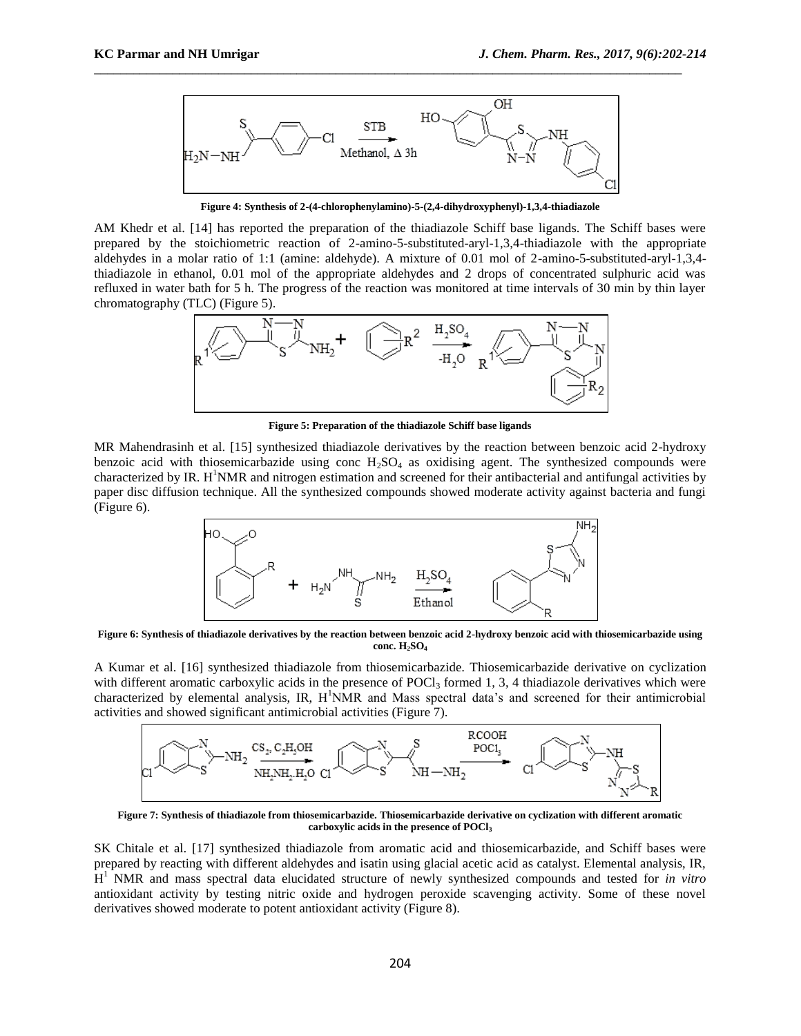**Figure 4: Synthesis of 2-(4-chlorophenylamino)-5-(2,4-dihydroxyphenyl)-1,3,4-thiadiazole**

AM Khedr et al. [14] has reported the preparation of the thiadiazole Schiff base ligands. The Schiff bases were prepared by the stoichiometric reaction of 2-amino-5-substituted-aryl-1,3,4-thiadiazole with the appropriate aldehydes in a molar ratio of 1:1 (amine: aldehyde). A mixture of 0.01 mol of 2-amino-5-substituted-aryl-1,3,4-thiadiazole in ethanol, 0.01 mol of the appropriate aldehydes and 2 drops of concentrated sulphuric acid was refluxed in water bath for 5 h. The progress of the reaction was monitored at time intervals of 30 min by thin layer chromatography (TLC) (Figure 5).

**Figure 5: Preparation of the thiadiazole Schiff base ligands**

MR Mahendrasinh et al. [15] synthesized thiadiazole derivatives by the reaction between benzoic acid 2-hydroxy benzoic acid with thiosemicarbazide using conc $H_2SO_4$ as oxidising agent. The synthesized compounds were characterized by IR. H[1]NMR and nitrogen estimation and screened for their antibacterial and antifungal activities by paper disc diffusion technique. All the synthesized compounds showed moderate activity against bacteria and fungi (Figure 6).

**Figure 6: Synthesis of thiadiazole derivatives by the reaction between benzoic acid 2-hydroxy benzoic acid with thiosemicarbazide using conc. $H_2SO_4$**

A Kumar et al. [16] synthesized thiadiazole from thiosemicarbazide. Thiosemicarbazide derivative on cyclization with different aromatic carboxylic acids in the presence of $POCl_3$ formed 1, 3, 4 thiadiazole derivatives which were characterized by elemental analysis, IR, H[1]NMR and Mass spectral data's and screened for their antimicrobial activities and showed significant antimicrobial activities (Figure 7).

**Figure 7: Synthesis of thiadiazole from thiosemicarbazide. Thiosemicarbazide derivative on cyclization with different aromatic carboxylic acids in the presence of $POCl_3$**

SK Chitale et al. [17] synthesized thiadiazole from aromatic acid and thiosemicarbazide, and Schiff bases were prepared by reacting with different aldehydes and isatin using glacial acetic acid as catalyst. Elemental analysis, IR, H[1] NMR and mass spectral data elucidated structure of newly synthesized compounds and tested for *in vitro* antioxidant activity by testing nitric oxide and hydrogen peroxide scavenging activity. Some of these novel derivatives showed moderate to potent antioxidant activity (Figure 8).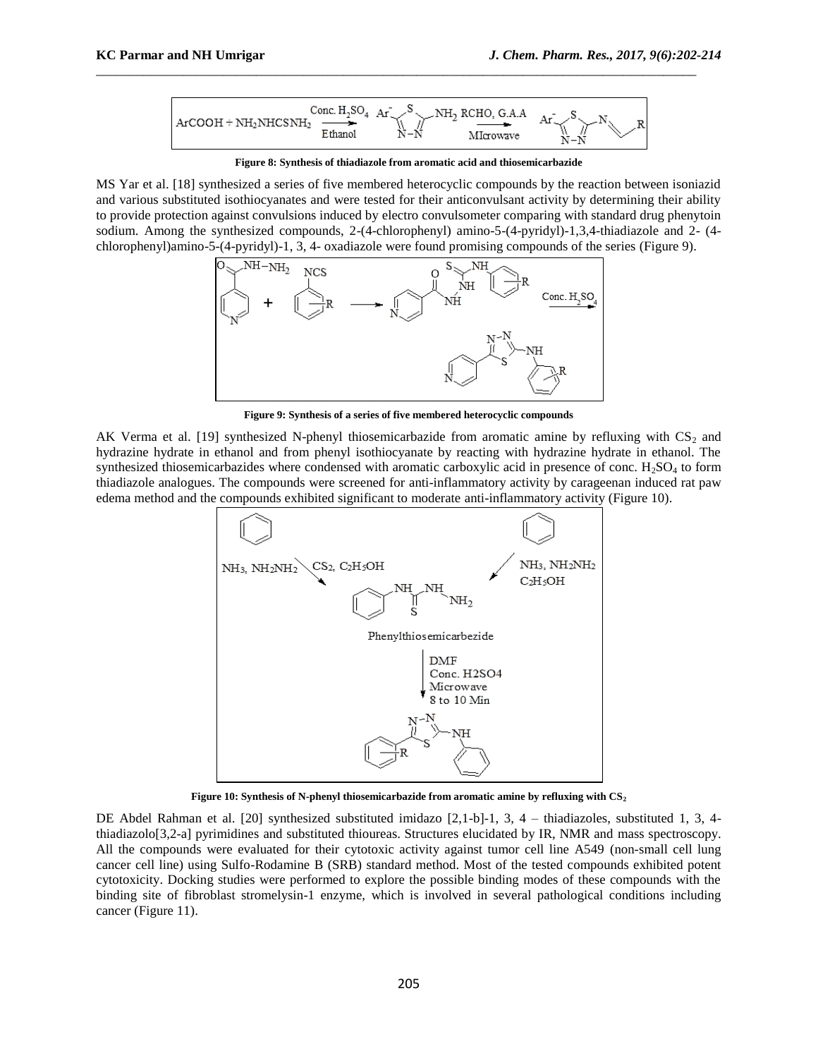**Figure 8: Synthesis of thiadiazole from aromatic acid and thiosemicarbazide**

MS Yar et al. [18] synthesized a series of five membered heterocyclic compounds by the reaction between isoniazid and various substituted isothiocyanates and were tested for their anticonvulsant activity by determining their ability to provide protection against convulsions induced by electro convulsometer comparing with standard drug phenytoin sodium. Among the synthesized compounds, 2-(4-chlorophenyl) amino-5-(4-pyridyl)-1,3,4-thiadiazole and 2- (4-chlorophenyl)amino-5-(4-pyridyl)-1, 3, 4- oxadiazole were found promising compounds of the series (Figure 9).

**Figure 9: Synthesis of a series of five membered heterocyclic compounds**

AK Verma et al. [19] synthesized N-phenyl thiosemicarbazide from aromatic amine by refluxing with $CS_2$ and hydrazine hydrate in ethanol and from phenyl isothiocyanate by reacting with hydrazine hydrate in ethanol. The synthesized thiosemicarbazides where condensed with aromatic carboxylic acid in presence of conc. $H_2SO_4$ to form thiadiazole analogues. The compounds were screened for anti-inflammatory activity by carageenan induced rat paw edema method and the compounds exhibited significant to moderate anti-inflammatory activity (Figure 10).

**Figure 10: Synthesis of N-phenyl thiosemicarbazide from aromatic amine by refluxing with $CS_2$**

DE Abdel Rahman et al. [20] synthesized substituted imidazo [2,1-b]-1, 3, 4 – thiadiazoles, substituted 1, 3, 4-thiadiazolo[3,2-a] pyrimidines and substituted thioureas. Structures elucidated by IR, NMR and mass spectroscopy. All the compounds were evaluated for their cytotoxic activity against tumor cell line A549 (non-small cell lung cancer cell line) using Sulfo-Rodamine B (SRB) standard method. Most of the tested compounds exhibited potent cytotoxicity. Docking studies were performed to explore the possible binding modes of these compounds with the binding site of fibroblast stromelysin-1 enzyme, which is involved in several pathological conditions including cancer (Figure 11).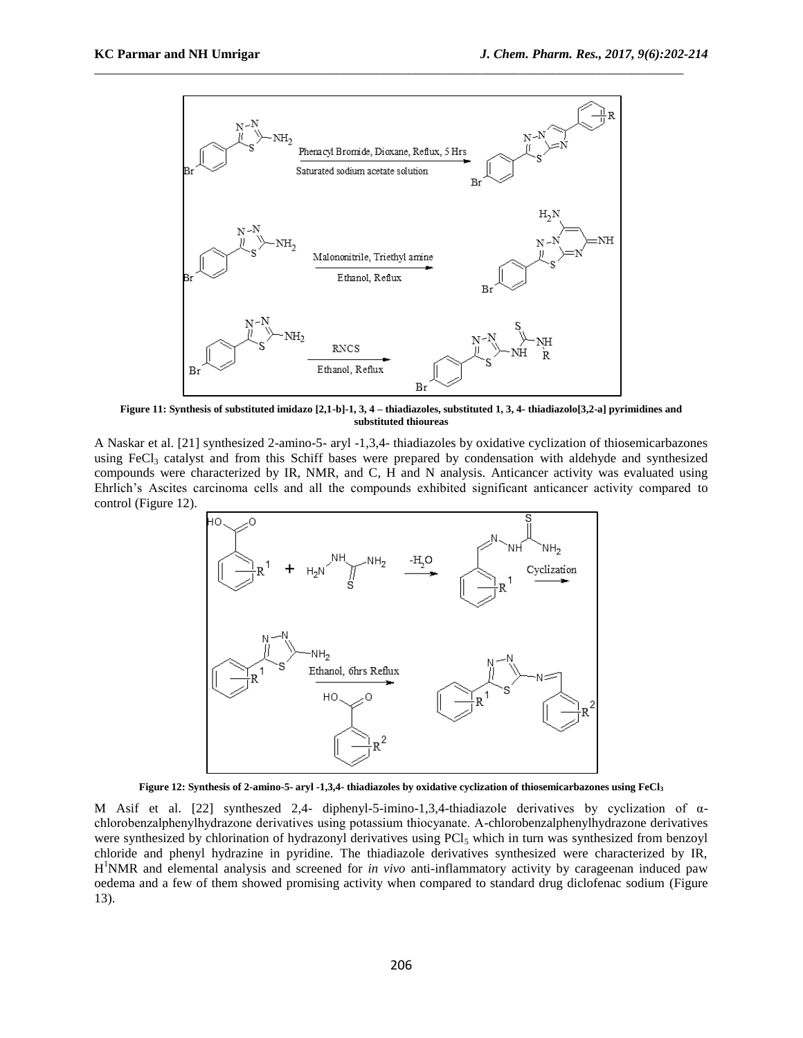**Figure 11: Synthesis of substituted imidazo [2,1-b]-1, 3, 4 – thiadiazoles, substituted 1, 3, 4- thiadiazolo[3,2-a] pyrimidines and substituted thioureas**

A Naskar et al. [21] synthesized 2-amino-5- aryl -1,3,4- thiadiazoles by oxidative cyclization of thiosemicarbazones using $FeCl_3$ catalyst and from this Schiff bases were prepared by condensation with aldehyde and synthesized compounds were characterized by IR, NMR, and C, H and N analysis. Anticancer activity was evaluated using Ehrlich's Ascites carcinoma cells and all the compounds exhibited significant anticancer activity compared to control (Figure 12).

**Figure 12: Synthesis of 2-amino-5- aryl -1,3,4- thiadiazoles by oxidative cyclization of thiosemicarbazones using $FeCl_3$**

M Asif et al. [22] syntheszed 2,4- diphenyl-5-imino-1,3,4-thiadiazole derivatives by cyclization of α-chlorobenzalphenylhydrazone derivatives using potassium thiocyanate. A-chlorobenzalphenylhydrazone derivatives were synthesized by chlorination of hydrazonyl derivatives using $PCl_5$ which in turn was synthesized from benzoyl chloride and phenyl hydrazine in pyridine. The thiadiazole derivatives synthesized were characterized by IR, $H^1$NMR and elemental analysis and screened for *in vivo* anti-inflammatory activity by carageenan induced paw oedema and a few of them showed promising activity when compared to standard drug diclofenac sodium (Figure 13).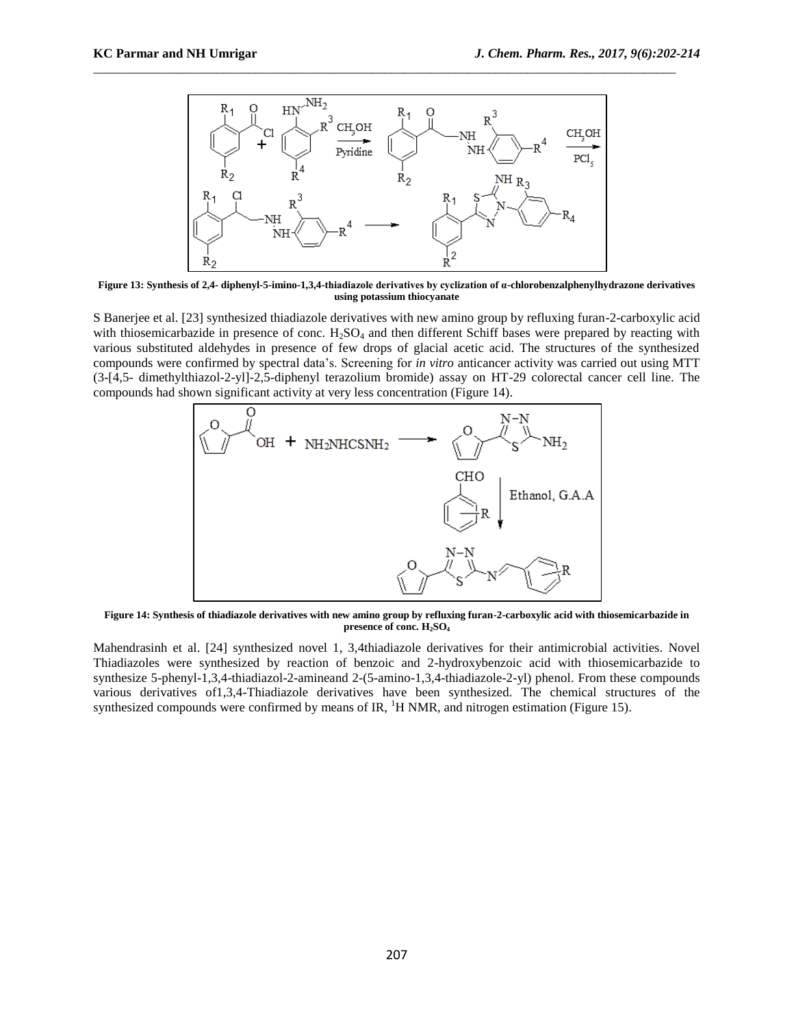**Figure 13: Synthesis of 2,4- diphenyl-5-imino-1,3,4-thiadiazole derivatives by cyclization of α-chlorobenzalphenylhydrazone derivatives using potassium thiocyanate**

S Banerjee et al. [23] synthesized thiadiazole derivatives with new amino group by refluxing furan-2-carboxylic acid with thiosemicarbazide in presence of conc. $H_2SO_4$ and then different Schiff bases were prepared by reacting with various substituted aldehydes in presence of few drops of glacial acetic acid. The structures of the synthesized compounds were confirmed by spectral data's. Screening for *in vitro* anticancer activity was carried out using MTT (3-[4,5- dimethylthiazol-2-yl]-2,5-diphenyl terazolium bromide) assay on HT-29 colorectal cancer cell line. The compounds had shown significant activity at very less concentration (Figure 14).

**Figure 14: Synthesis of thiadiazole derivatives with new amino group by refluxing furan-2-carboxylic acid with thiosemicarbazide in presence of conc. $H_2SO_4$**

Mahendrasinh et al. [24] synthesized novel 1, 3,4thiadiazole derivatives for their antimicrobial activities. Novel Thiadiazoles were synthesized by reaction of benzoic and 2-hydroxybenzoic acid with thiosemicarbazide to synthesize 5-phenyl-1,3,4-thiadiazol-2-amineand 2-(5-amino-1,3,4-thiadiazole-2-yl) phenol. From these compounds various derivatives of1,3,4-Thiadiazole derivatives have been synthesized. The chemical structures of the synthesized compounds were confirmed by means of IR, $^1$H NMR, and nitrogen estimation (Figure 15).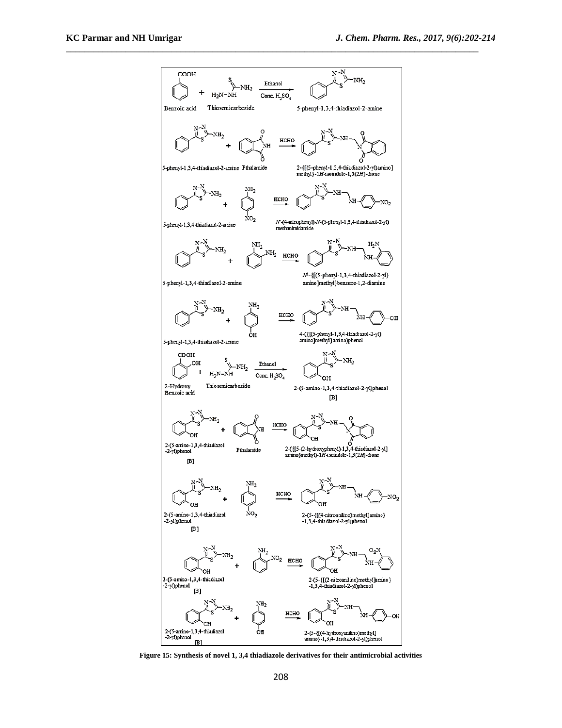Figure 15: Synthesis of novel 1, 3,4 thiadiazole derivatives for their antimicrobial activities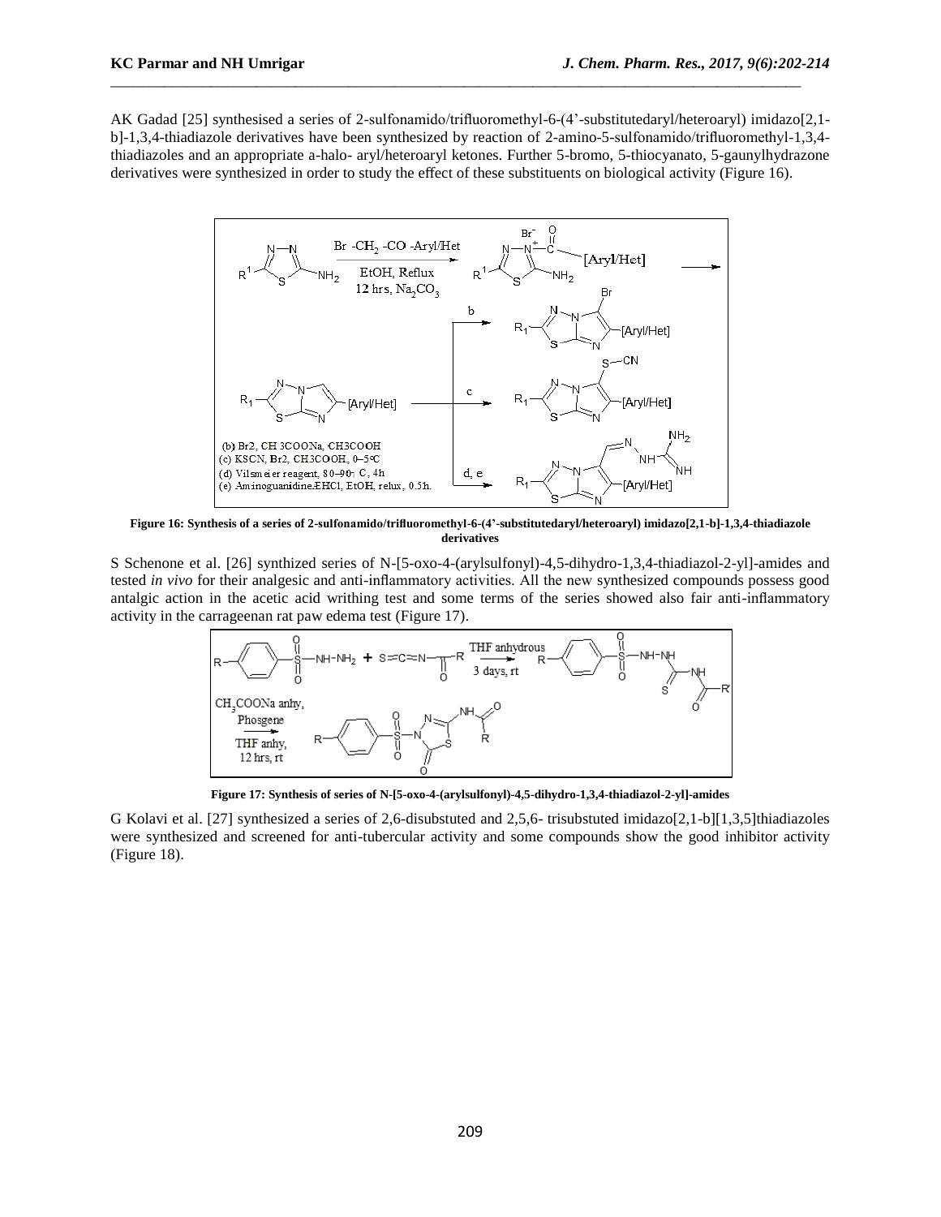AK Gadad [25] synthesised a series of 2-sulfonamido/trifluoromethyl-6-(4'-substitutedaryl/heteroaryl) imidazo[2,1-b]-1,3,4-thiadiazole derivatives have been synthesized by reaction of 2-amino-5-sulfonamido/trifluoromethyl-1,3,4-thiadiazoles and an appropriate a-halo- aryl/heteroaryl ketones. Further 5-bromo, 5-thiocyanato, 5-gaunylhydrazone derivatives were synthesized in order to study the effect of these substituents on biological activity (Figure 16).

**Figure 16: Synthesis of a series of 2-sulfonamido/trifluoromethyl-6-(4'-substitutedaryl/heteroaryl) imidazo[2,1-b]-1,3,4-thiadiazole derivatives**

S Schenone et al. [26] synthized series of N-[5-oxo-4-(arylsulfonyl)-4,5-dihydro-1,3,4-thiadiazol-2-yl]-amides and tested *in vivo* for their analgesic and anti-inflammatory activities. All the new synthesized compounds possess good antalgic action in the acetic acid writhing test and some terms of the series showed also fair anti-inflammatory activity in the carrageenan rat paw edema test (Figure 17).

**Figure 17: Synthesis of series of N-[5-oxo-4-(arylsulfonyl)-4,5-dihydro-1,3,4-thiadiazol-2-yl]-amides**

G Kolavi et al. [27] synthesized a series of 2,6-disubstuted and 2,5,6- trisubstuted imidazo[2,1-b][1,3,5]thiadiazoles were synthesized and screened for anti-tubercular activity and some compounds show the good inhibitor activity (Figure 18).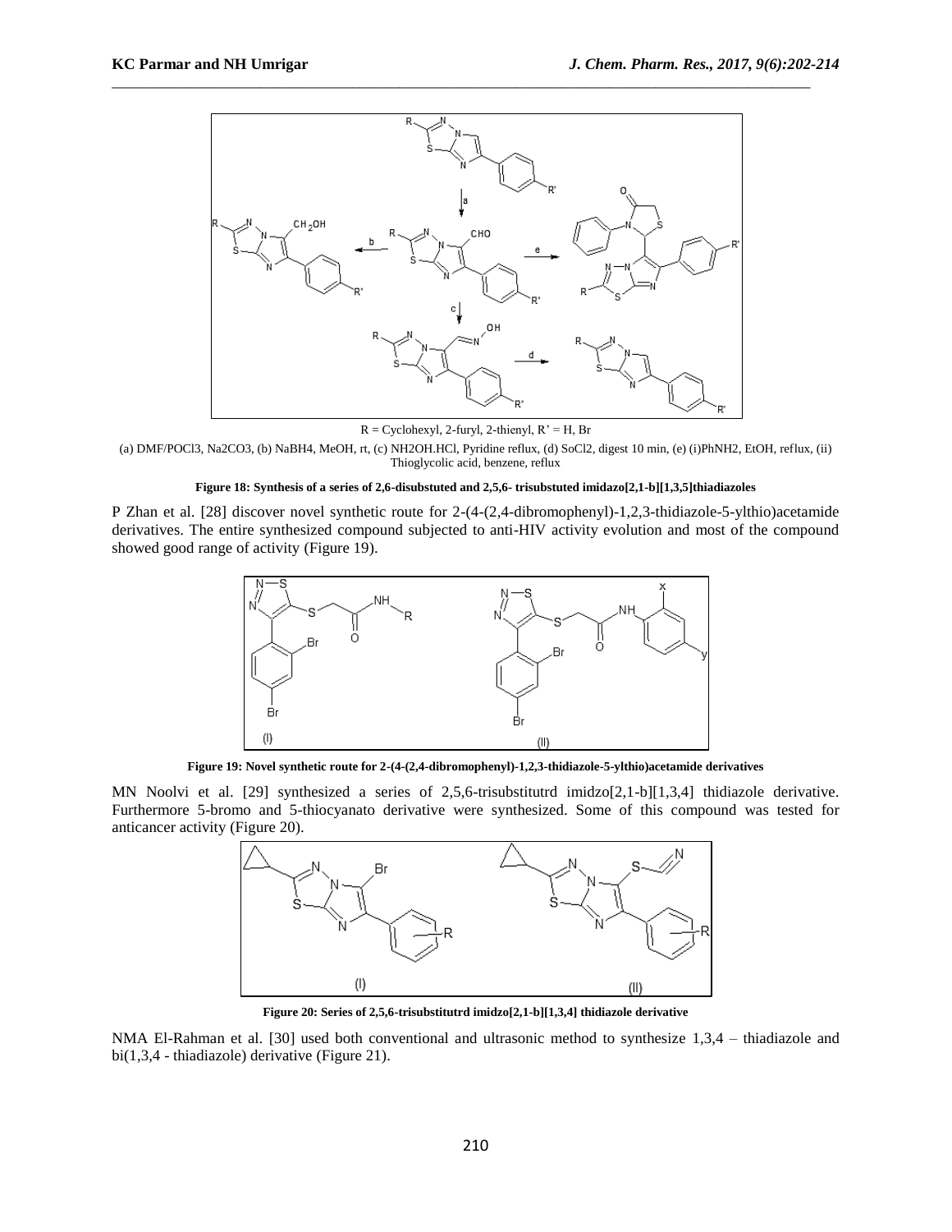R = Cyclohexyl, 2-furyl, 2-thienyl, R' = H, Br

(a) DMF/$POCl_3$, $Na_2CO_3$, (b) $NaBH_4$, MeOH, rt, (c) $NH_2OH.HCl$, Pyridine reflux, (d) $SoCl_2$, digest 10 min, (e) (i)$PhNH_2$, EtOH, reflux, (ii) Thioglycolic acid, benzene, reflux

**Figure 18: Synthesis of a series of 2,6-disubstuted and 2,5,6- trisubstuted imidazo[2,1-b][1,3,5]thiadiazoles**

P Zhan et al. [28] discover novel synthetic route for 2-(4-(2,4-dibromophenyl)-1,2,3-thidiazole-5-ylthio)acetamide derivatives. The entire synthesized compound subjected to anti-HIV activity evolution and most of the compound showed good range of activity (Figure 19).

**Figure 19: Novel synthetic route for 2-(4-(2,4-dibromophenyl)-1,2,3-thidiazole-5-ylthio)acetamide derivatives**

MN Noolvi et al. [29] synthesized a series of 2,5,6-trisubstitutrd imidzo[2,1-b][1,3,4] thidiazole derivative. Furthermore 5-bromo and 5-thiocyanato derivative were synthesized. Some of this compound was tested for anticancer activity (Figure 20).

**Figure 20: Series of 2,5,6-trisubstitutrd imidzo[2,1-b][1,3,4] thidiazole derivative**

NMA El-Rahman et al. [30] used both conventional and ultrasonic method to synthesize 1,3,4 – thiadiazole and bi(1,3,4 - thiadiazole) derivative (Figure 21).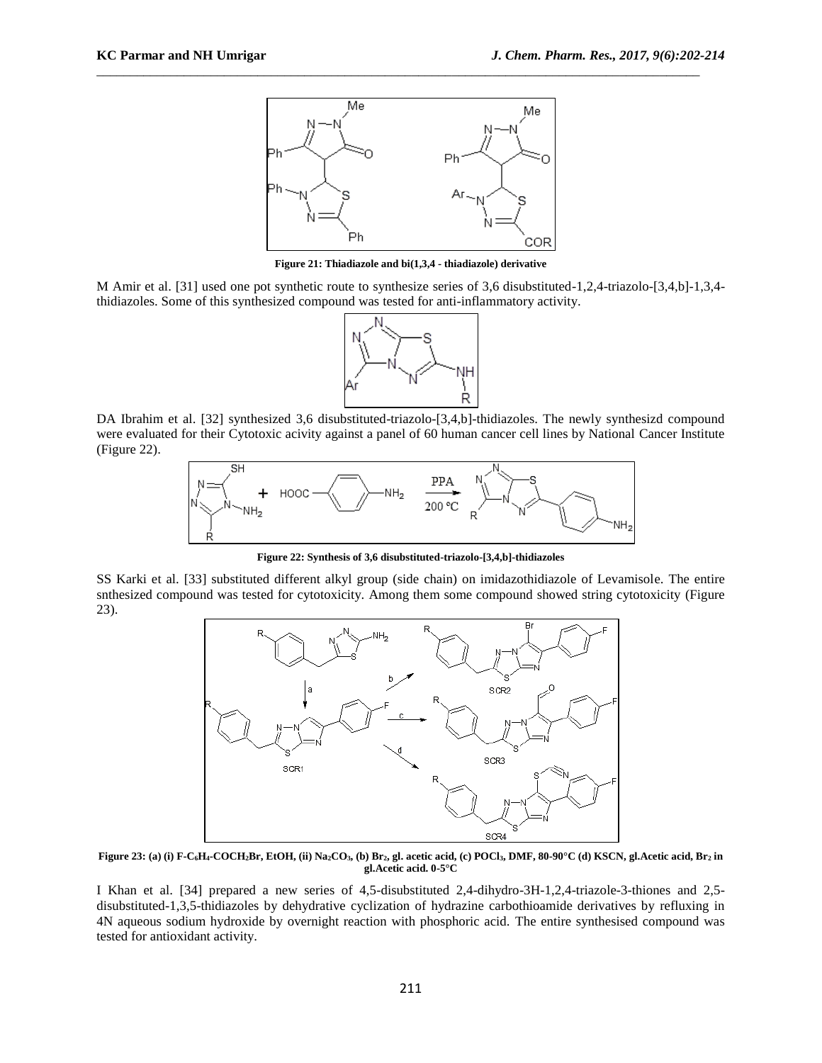**Figure 21: Thiadiazole and bi(1,3,4 - thiadiazole) derivative**

M Amir et al. [31] used one pot synthetic route to synthesize series of 3,6 disubstituted-1,2,4-triazolo-[3,4,b]-1,3,4-thidiazoles. Some of this synthesized compound was tested for anti-inflammatory activity.

DA Ibrahim et al. [32] synthesized 3,6 disubstituted-triazolo-[3,4,b]-thidiazoles. The newly synthesizd compound were evaluated for their Cytotoxic acivity against a panel of 60 human cancer cell lines by National Cancer Institute (Figure 22).

**Figure 22: Synthesis of 3,6 disubstituted-triazolo-[3,4,b]-thidiazoles**

SS Karki et al. [33] substituted different alkyl group (side chain) on imidazothidiazole of Levamisole. The entire snthesized compound was tested for cytotoxicity. Among them some compound showed string cytotoxicity (Figure 23).

**Figure 23: (a) (i) F-$C_6H_4$-$COCH_2Br$, EtOH, (ii) $Na_2CO_3$, (b) $Br_2$, gl. acetic acid, (c) $POCl_3$, DMF, 80-90°C (d) KSCN, gl.Acetic acid, $Br_2$ in gl.Acetic acid. 0-5°C**

I Khan et al. [34] prepared a new series of 4,5-disubstituted 2,4-dihydro-3H-1,2,4-triazole-3-thiones and 2,5-disubstituted-1,3,5-thidiazoles by dehydrative cyclization of hydrazine carbothioamide derivatives by refluxing in 4N aqueous sodium hydroxide by overnight reaction with phosphoric acid. The entire synthesised compound was tested for antioxidant activity.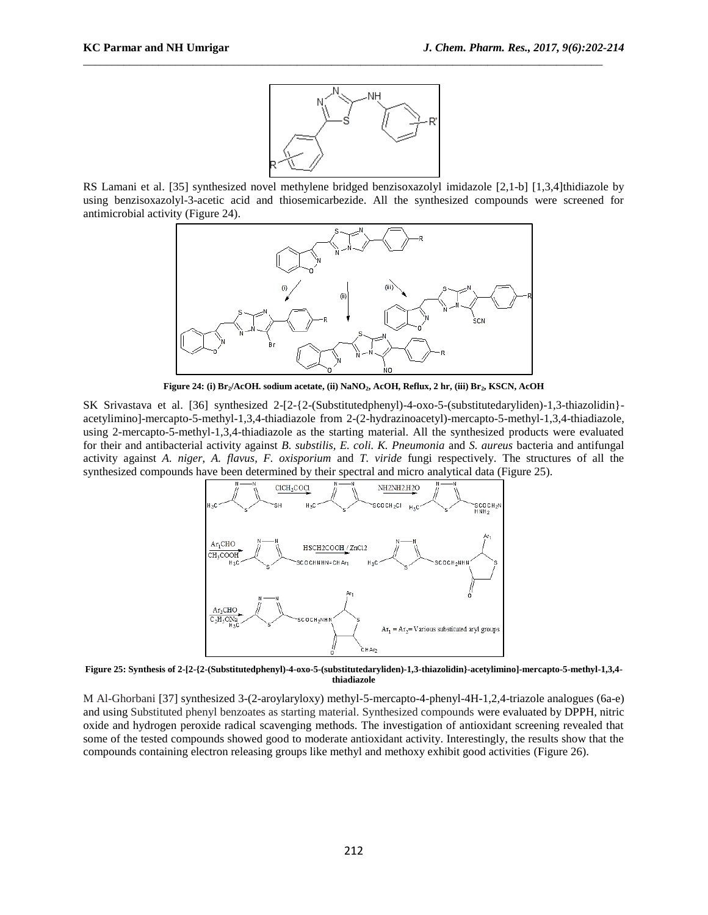RS Lamani et al. [35] synthesized novel methylene bridged benzisoxazolyl imidazole [2,1-b] [1,3,4]thidiazole by using benzisoxazolyl-3-acetic acid and thiosemicarbezide. All the synthesized compounds were screened for antimicrobial activity (Figure 24).

**Figure 24: (i) $Br_2$/AcOH. sodium acetate, (ii) $NaNO_2$, AcOH, Reflux, 2 hr, (iii) $Br_2$, KSCN, AcOH**

SK Srivastava et al. [36] synthesized 2-[2-{2-(Substitutedphenyl)-4-oxo-5-(substitutedaryliden)-1,3-thiazolidin}-acetylimino]-mercapto-5-methyl-1,3,4-thiadiazole from 2-(2-hydrazinoacetyl)-mercapto-5-methyl-1,3,4-thiadiazole, using 2-mercapto-5-methyl-1,3,4-thiadiazole as the starting material. All the synthesized products were evaluated for their and antibacterial activity against *B. substilis, E. coli. K. Pneumonia* and *S. aureus* bacteria and antifungal activity against *A. niger*, *A. flavus*, *F. oxisporium* and *T. viride* fungi respectively. The structures of all the synthesized compounds have been determined by their spectral and micro analytical data (Figure 25).

**Figure 25: Synthesis of 2-[2-{2-(Substitutedphenyl)-4-oxo-5-(substitutedaryliden)-1,3-thiazolidin}-acetylimino]-mercapto-5-methyl-1,3,4-thiadiazole**

M Al-Ghorbani [37] synthesized 3-(2-aroylaryloxy) methyl-5-mercapto-4-phenyl-4H-1,2,4-triazole analogues (6a-e) and using Substituted phenyl benzoates as starting material. Synthesized compounds were evaluated by DPPH, nitric oxide and hydrogen peroxide radical scavenging methods. The investigation of antioxidant screening revealed that some of the tested compounds showed good to moderate antioxidant activity. Interestingly, the results show that the compounds containing electron releasing groups like methyl and methoxy exhibit good activities (Figure 26).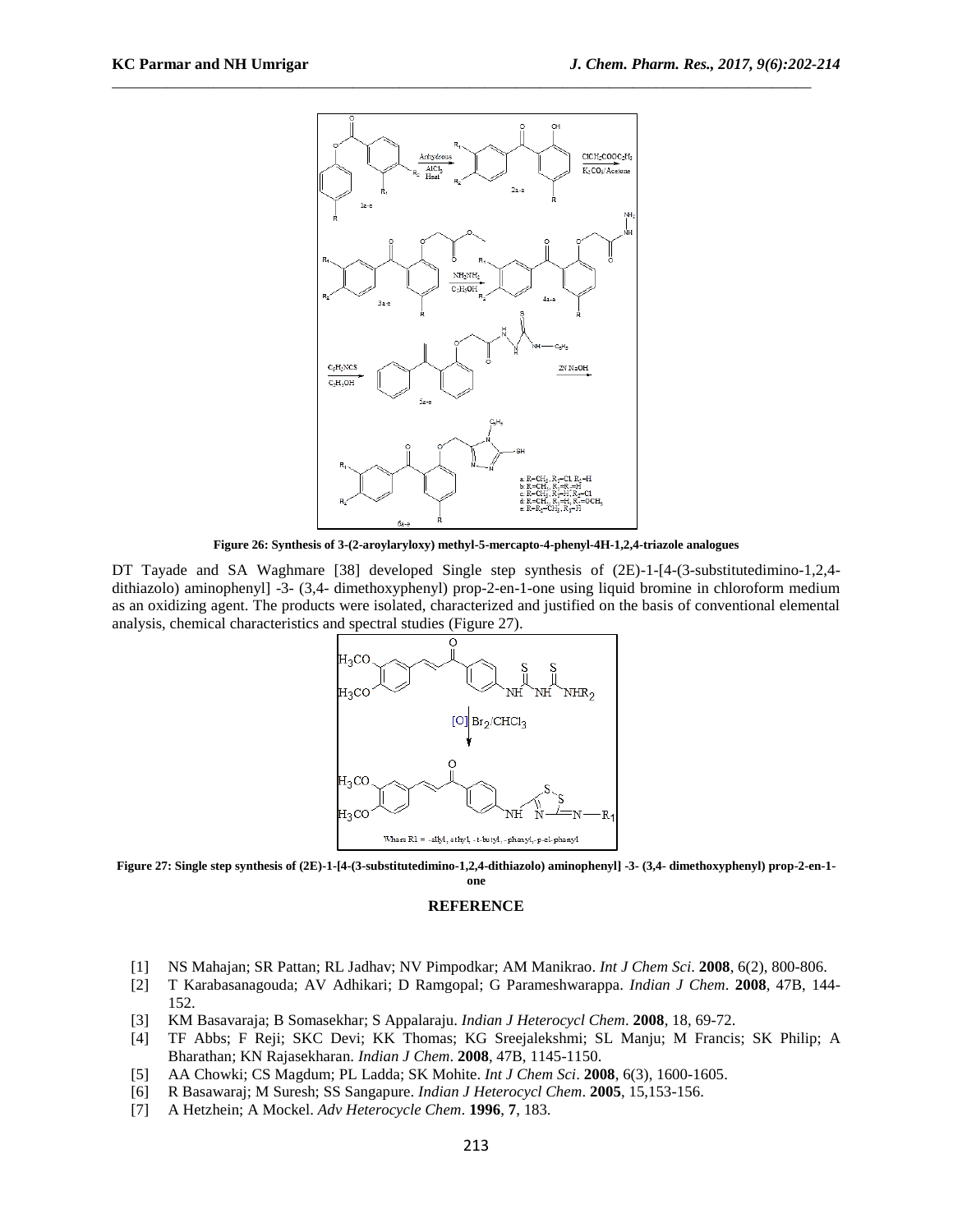Figure 26: Synthesis of 3-(2-aroylaryloxy) methyl-5-mercapto-4-phenyl-4H-1,2,4-triazole analogues

DT Tayade and SA Waghmare [38] developed Single step synthesis of (2E)-1-[4-(3-substitutedimino-1,2,4-dithiazolo) aminophenyl] -3- (3,4- dimethoxyphenyl) prop-2-en-1-one using liquid bromine in chloroform medium as an oxidizing agent. The products were isolated, characterized and justified on the basis of conventional elemental analysis, chemical characteristics and spectral studies (Figure 27).

Figure 27: Single step synthesis of (2E)-1-[4-(3-substitutedimino-1,2,4-dithiazolo) aminophenyl] -3- (3,4- dimethoxyphenyl) prop-2-en-1-one

## REFERENCE

[1] NS Mahajan; SR Pattan; RL Jadhav; NV Pimpodkar; AM Manikrao. *Int J Chem Sci*. **2008**, 6(2), 800-806.
[2] T Karabasanagouda; AV Adhikari; D Ramgopal; G Parameshwarappa. *Indian J Chem*. **2008**, 47B, 144-152.
[3] KM Basavaraja; B Somasekhar; S Appalaraju. *Indian J Heterocycl Chem*. **2008**, 18, 69-72.
[4] TF Abbs; F Reji; SKC Devi; KK Thomas; KG Sreejalekshmi; SL Manju; M Francis; SK Philip; A Bharathan; KN Rajasekharan. *Indian J Chem*. **2008**, 47B, 1145-1150.
[5] AA Chowki; CS Magdum; PL Ladda; SK Mohite. *Int J Chem Sci*. **2008**, 6(3), 1600-1605.
[6] R Basawaraj; M Suresh; SS Sangapure. *Indian J Heterocycl Chem*. **2005**, 15,153-156.
[7] A Hetzhein; A Mockel. *Adv Heterocycle Chem*. **1996**, **7**, 183.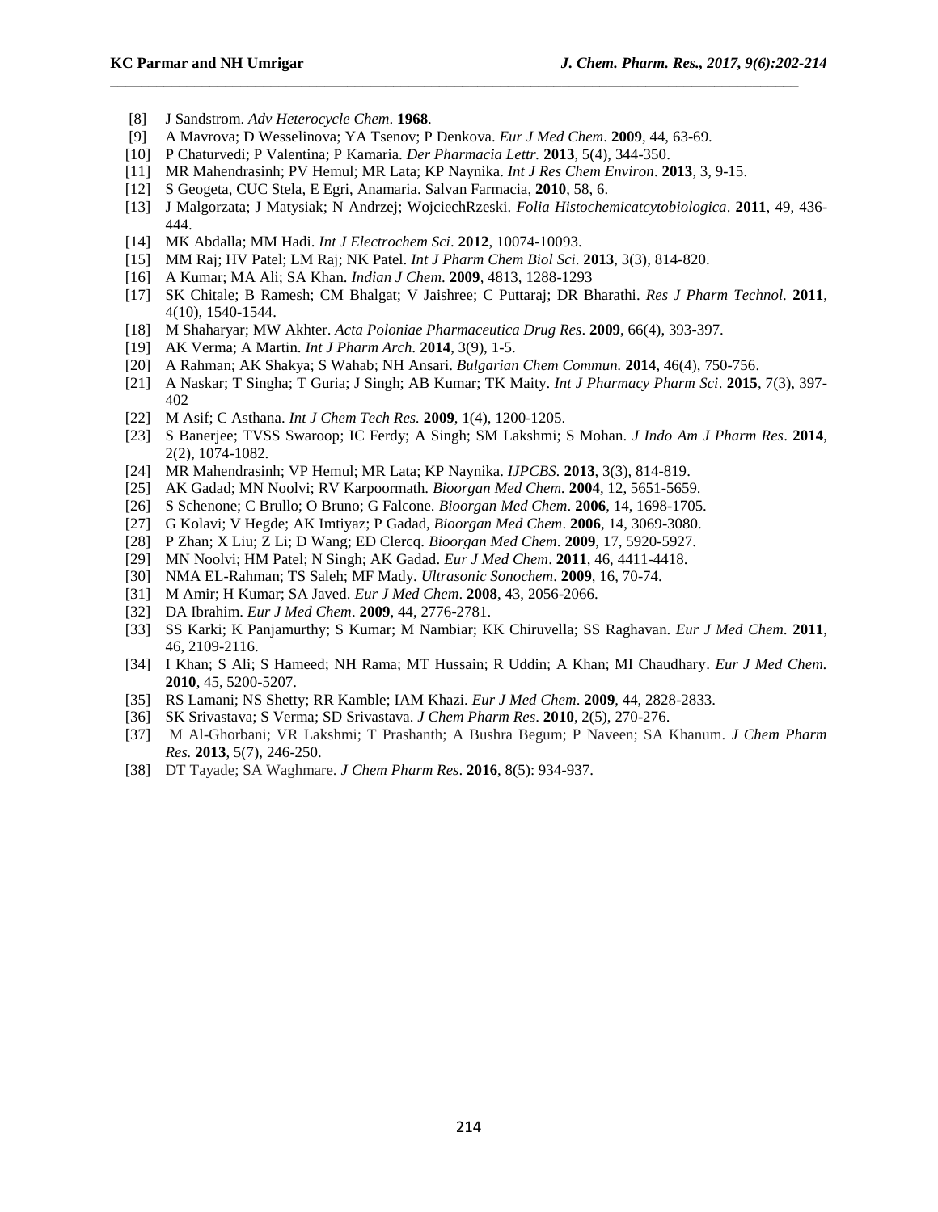[8] J Sandstrom. *Adv Heterocycle Chem*. **1968**.

[9] A Mavrova; D Wesselinova; YA Tsenov; P Denkova. *Eur J Med Chem*. **2009**, 44, 63-69.

[10] P Chaturvedi; P Valentina; P Kamaria. *Der Pharmacia Lettr.* **2013**, 5(4), 344-350.

[11] MR Mahendrasinh; PV Hemul; MR Lata; KP Naynika. *Int J Res Chem Environ*. **2013**, 3, 9-15.

[12] S Geogeta, CUC Stela, E Egri, Anamaria. Salvan Farmacia, **2010**, 58, 6.

[13] J Malgorzata; J Matysiak; N Andrzej; WojciechRzeski. *Folia Histochemicatcytobiologica*. **2011**, 49, 436-444.

[14] MK Abdalla; MM Hadi. *Int J Electrochem Sci*. **2012**, 10074-10093.

[15] MM Raj; HV Patel; LM Raj; NK Patel. *Int J Pharm Chem Biol Sci*. **2013**, 3(3), 814-820.

[16] A Kumar; MA Ali; SA Khan. *Indian J Chem*. **2009**, 4813, 1288-1293

[17] SK Chitale; B Ramesh; CM Bhalgat; V Jaishree; C Puttaraj; DR Bharathi. *Res J Pharm Technol.* **2011**, 4(10), 1540-1544.

[18] M Shaharyar; MW Akhter. *Acta Poloniae Pharmaceutica Drug Res*. **2009**, 66(4), 393-397.

[19] AK Verma; A Martin. *Int J Pharm Arch*. **2014**, 3(9), 1-5.

[20] A Rahman; AK Shakya; S Wahab; NH Ansari. *Bulgarian Chem Commun.* **2014**, 46(4), 750-756.

[21] A Naskar; T Singha; T Guria; J Singh; AB Kumar; TK Maity. *Int J Pharmacy Pharm Sci*. **2015**, 7(3), 397-402

[22] M Asif; C Asthana. *Int J Chem Tech Res.* **2009**, 1(4), 1200-1205.

[23] S Banerjee; TVSS Swaroop; IC Ferdy; A Singh; SM Lakshmi; S Mohan. *J Indo Am J Pharm Res*. **2014**, 2(2), 1074-1082.

[24] MR Mahendrasinh; VP Hemul; MR Lata; KP Naynika. *IJPCBS.* **2013**, 3(3), 814-819.

[25] AK Gadad; MN Noolvi; RV Karpoormath. *Bioorgan Med Chem.* **2004**, 12, 5651-5659.

[26] S Schenone; C Brullo; O Bruno; G Falcone. *Bioorgan Med Chem*. **2006**, 14, 1698-1705.

[27] G Kolavi; V Hegde; AK Imtiyaz; P Gadad, *Bioorgan Med Chem*. **2006**, 14, 3069-3080.

[28] P Zhan; X Liu; Z Li; D Wang; ED Clercq. *Bioorgan Med Chem*. **2009**, 17, 5920-5927.

[29] MN Noolvi; HM Patel; N Singh; AK Gadad. *Eur J Med Chem*. **2011**, 46, 4411-4418.

[30] NMA EL-Rahman; TS Saleh; MF Mady. *Ultrasonic Sonochem*. **2009**, 16, 70-74.

[31] M Amir; H Kumar; SA Javed. *Eur J Med Chem*. **2008**, 43, 2056-2066.

[32] DA Ibrahim. *Eur J Med Chem*. **2009**, 44, 2776-2781.

[33] SS Karki; K Panjamurthy; S Kumar; M Nambiar; KK Chiruvella; SS Raghavan. *Eur J Med Chem.* **2011**, 46, 2109-2116.

[34] I Khan; S Ali; S Hameed; NH Rama; MT Hussain; R Uddin; A Khan; MI Chaudhary. *Eur J Med Chem.* **2010**, 45, 5200-5207.

[35] RS Lamani; NS Shetty; RR Kamble; IAM Khazi. *Eur J Med Chem*. **2009**, 44, 2828-2833.

[36] SK Srivastava; S Verma; SD Srivastava. *J Chem Pharm Res*. **2010**, 2(5), 270-276.

[37] M Al-Ghorbani; VR Lakshmi; T Prashanth; A Bushra Begum; P Naveen; SA Khanum. *J Chem Pharm Res.* **2013**, 5(7), 246-250.

[38] DT Tayade; SA Waghmare. *J Chem Pharm Res*. **2016**, 8(5): 934-937.